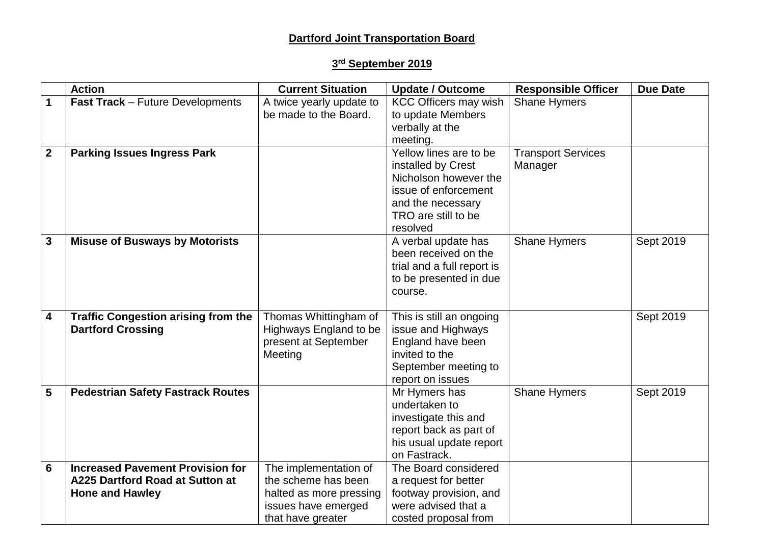**Dartford Joint Transportation Board**

**3rd September 2019**

| | Action | Current Situation | Update / Outcome | Responsible Officer | Due Date |
|---|---|---|---|---|---|
| **1** | **Fast Track** – Future Developments | A twice yearly update to be made to the Board. | KCC Officers may wish to update Members verbally at the meeting. | Shane Hymers | |
| **2** | **Parking Issues Ingress Park** | | Yellow lines are to be installed by Crest Nicholson however the issue of enforcement and the necessary TRO are still to be resolved | Transport Services Manager | |
| **3** | **Misuse of Busways by Motorists** | | A verbal update has been received on the trial and a full report is to be presented in due course. | Shane Hymers | Sept 2019 |
| **4** | **Traffic Congestion arising from the Dartford Crossing** | Thomas Whittingham of Highways England to be present at September Meeting | This is still an ongoing issue and Highways England have been invited to the September meeting to report on issues | | Sept 2019 |
| **5** | **Pedestrian Safety Fastrack Routes** | | Mr Hymers has undertaken to investigate this and report back as part of his usual update report on Fastrack. | Shane Hymers | Sept 2019 |
| **6** | **Increased Pavement Provision for A225 Dartford Road at Sutton at Hone and Hawley** | The implementation of the scheme has been halted as more pressing issues have emerged that have greater | The Board considered a request for better footway provision, and were advised that a costed proposal from | | |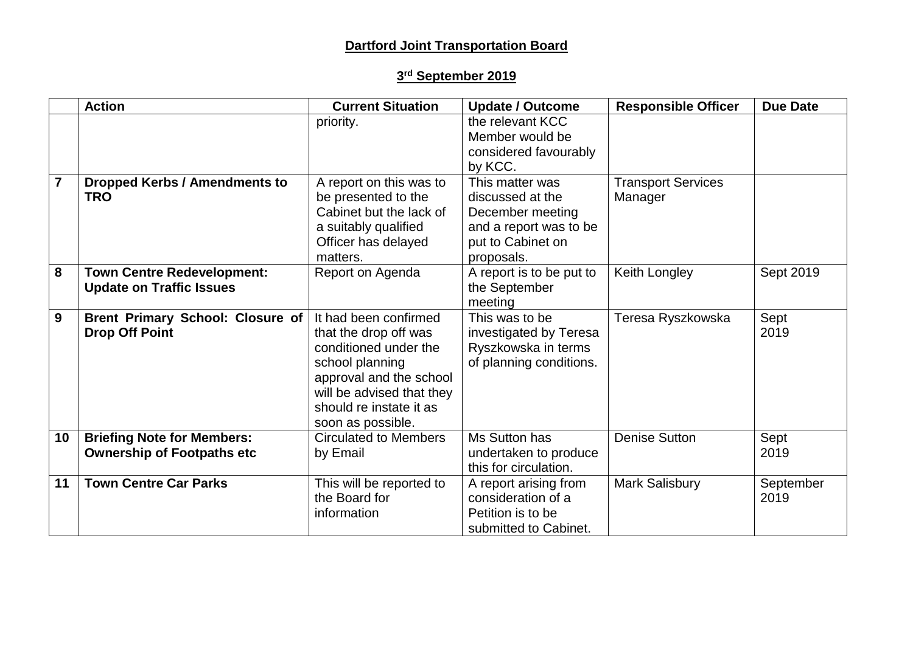**Dartford Joint Transportation Board**

**3rd September 2019**

| | Action | Current Situation | Update / Outcome | Responsible Officer | Due Date |
|---|---|---|---|---|---|
| | | priority. | the relevant KCC Member would be considered favourably by KCC. | | |
| **7** | **Dropped Kerbs / Amendments to TRO** | A report on this was to be presented to the Cabinet but the lack of a suitably qualified Officer has delayed matters. | This matter was discussed at the December meeting and a report was to be put to Cabinet on proposals. | Transport Services Manager | |
| **8** | **Town Centre Redevelopment: Update on Traffic Issues** | Report on Agenda | A report is to be put to the September meeting | Keith Longley | Sept 2019 |
| **9** | **Brent Primary School: Closure of Drop Off Point** | It had been confirmed that the drop off was conditioned under the school planning approval and the school will be advised that they should re instate it as soon as possible. | This was to be investigated by Teresa Ryszkowska in terms of planning conditions. | Teresa Ryszkowska | Sept 2019 |
| **10** | **Briefing Note for Members: Ownership of Footpaths etc** | Circulated to Members by Email | Ms Sutton has undertaken to produce this for circulation. | Denise Sutton | Sept 2019 |
| **11** | **Town Centre Car Parks** | This will be reported to the Board for information | A report arising from consideration of a Petition is to be submitted to Cabinet. | Mark Salisbury | September 2019 |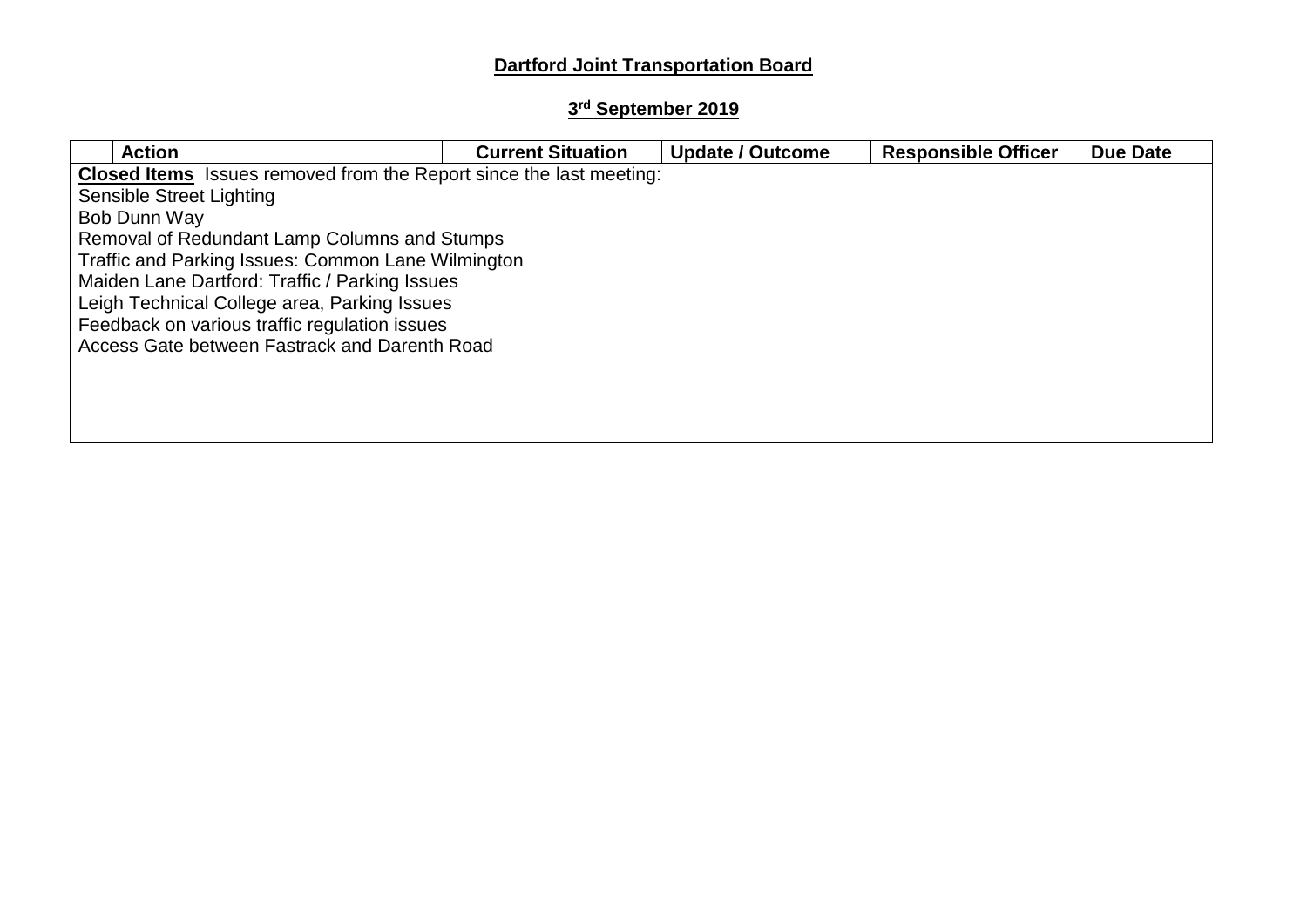**Dartford Joint Transportation Board**

**3rd September 2019**

| | Action | Current Situation | Update / Outcome | Responsible Officer | Due Date |
|---|---|---|---|---|---|
| **Closed Items** Issues removed from the Report since the last meeting:<br>Sensible Street Lighting<br>Bob Dunn Way<br>Removal of Redundant Lamp Columns and Stumps<br>Traffic and Parking Issues: Common Lane Wilmington<br>Maiden Lane Dartford: Traffic / Parking Issues<br>Leigh Technical College area, Parking Issues<br>Feedback on various traffic regulation issues<br>Access Gate between Fastrack and Darenth Road | | | | | |